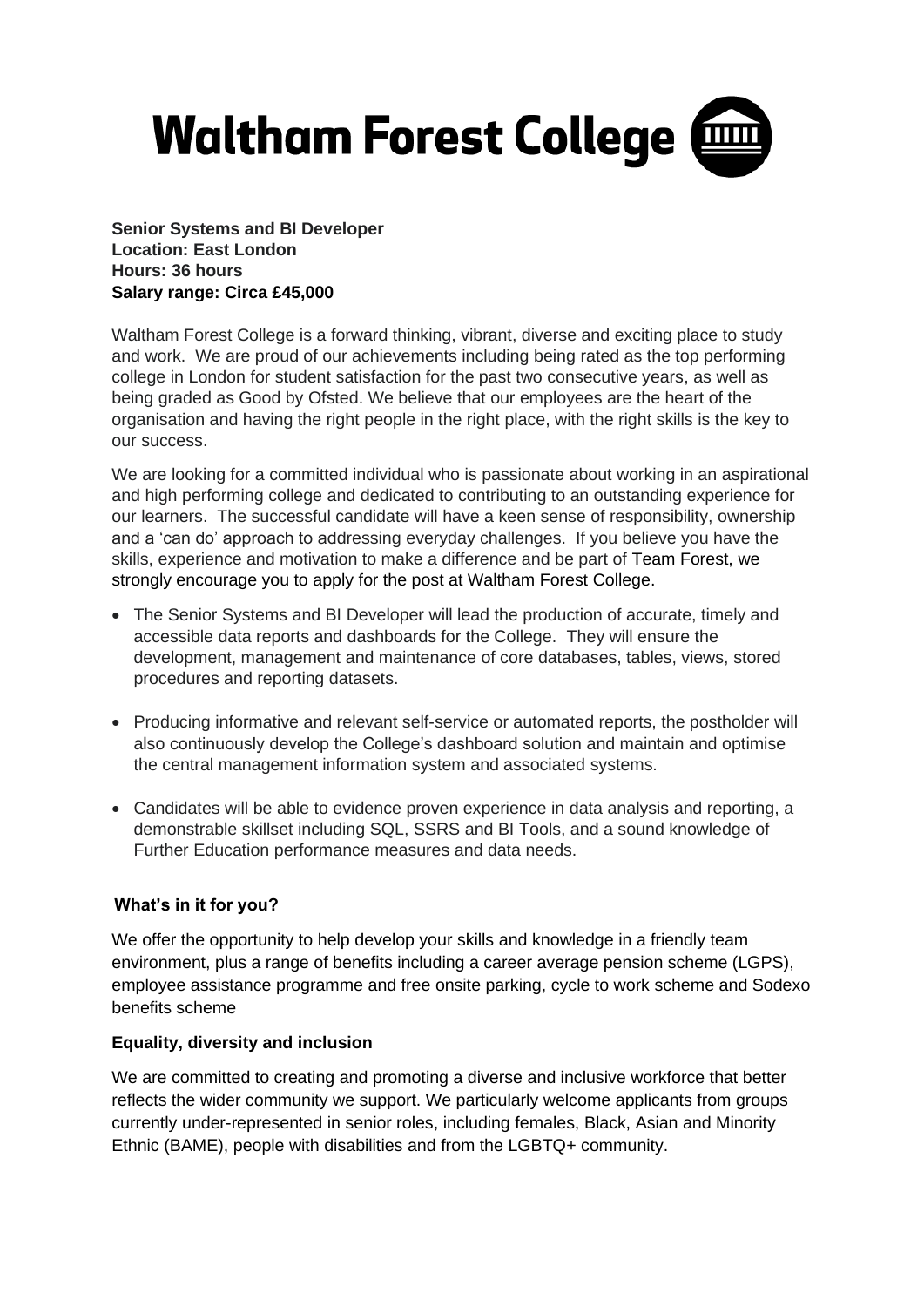# Waltham Forest College

**Senior Systems and BI Developer**
**Location: East London**
**Hours: 36 hours**
**Salary range: Circa £45,000**

Waltham Forest College is a forward thinking, vibrant, diverse and exciting place to study and work. We are proud of our achievements including being rated as the top performing college in London for student satisfaction for the past two consecutive years, as well as being graded as Good by Ofsted. We believe that our employees are the heart of the organisation and having the right people in the right place, with the right skills is the key to our success.

We are looking for a committed individual who is passionate about working in an aspirational and high performing college and dedicated to contributing to an outstanding experience for our learners. The successful candidate will have a keen sense of responsibility, ownership and a 'can do' approach to addressing everyday challenges. If you believe you have the skills, experience and motivation to make a difference and be part of Team Forest, we strongly encourage you to apply for the post at Waltham Forest College.

- The Senior Systems and BI Developer will lead the production of accurate, timely and accessible data reports and dashboards for the College. They will ensure the development, management and maintenance of core databases, tables, views, stored procedures and reporting datasets.
- Producing informative and relevant self-service or automated reports, the postholder will also continuously develop the College's dashboard solution and maintain and optimise the central management information system and associated systems.
- Candidates will be able to evidence proven experience in data analysis and reporting, a demonstrable skillset including SQL, SSRS and BI Tools, and a sound knowledge of Further Education performance measures and data needs.

**What's in it for you?**

We offer the opportunity to help develop your skills and knowledge in a friendly team environment, plus a range of benefits including a career average pension scheme (LGPS), employee assistance programme and free onsite parking, cycle to work scheme and Sodexo benefits scheme

**Equality, diversity and inclusion**

We are committed to creating and promoting a diverse and inclusive workforce that better reflects the wider community we support. We particularly welcome applicants from groups currently under-represented in senior roles, including females, Black, Asian and Minority Ethnic (BAME), people with disabilities and from the LGBTQ+ community.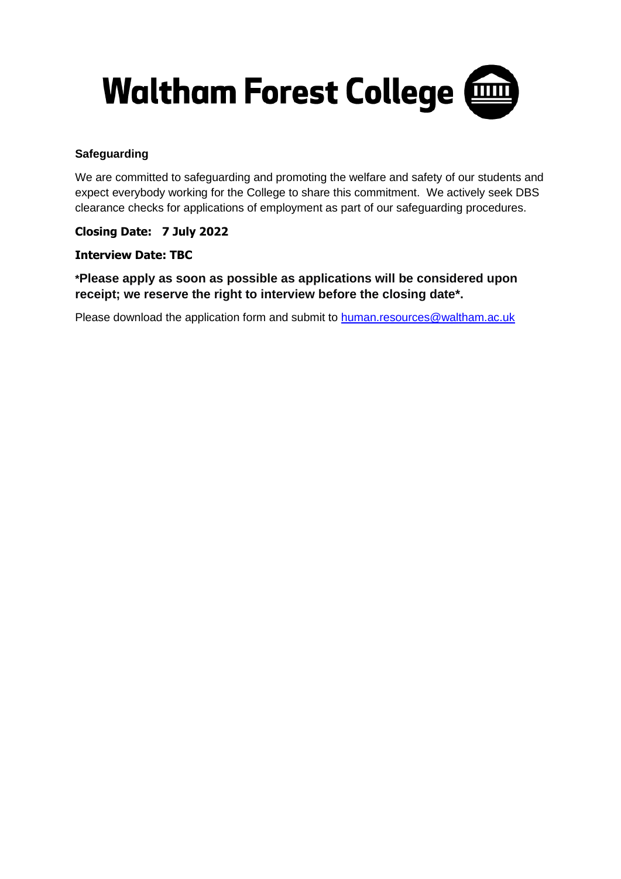# Waltham Forest College

**Safeguarding**

We are committed to safeguarding and promoting the welfare and safety of our students and expect everybody working for the College to share this commitment. We actively seek DBS clearance checks for applications of employment as part of our safeguarding procedures.

**Closing Date: 7 July 2022**

**Interview Date: TBC**

**\*Please apply as soon as possible as applications will be considered upon receipt; we reserve the right to interview before the closing date\*.**

Please download the application form and submit to [human.resources@waltham.ac.uk](mailto:human.resources@waltham.ac.uk)